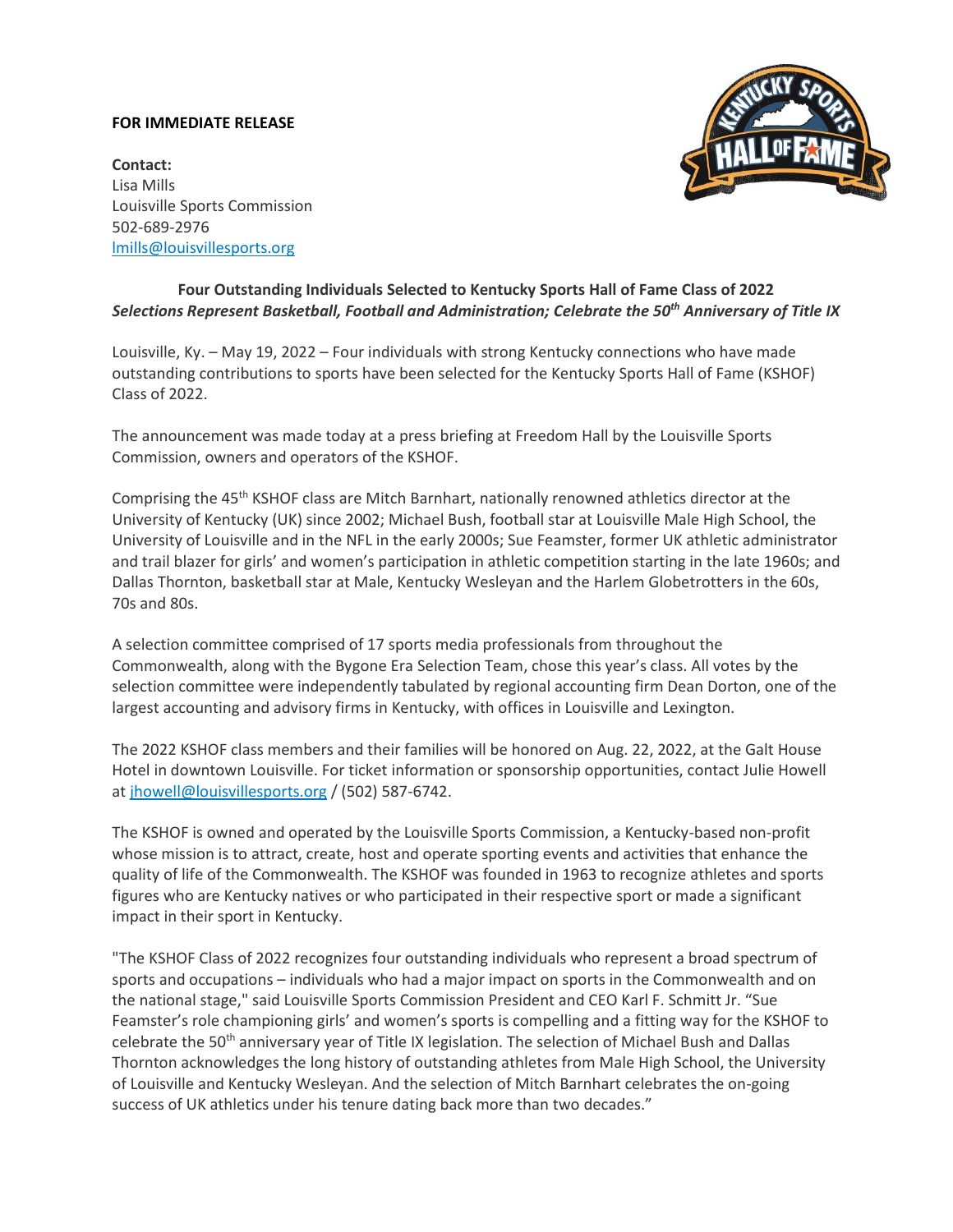**FOR IMMEDIATE RELEASE**

**Contact:**
Lisa Mills
Louisville Sports Commission
502-689-2976
lmills@louisvillesports.org

## Four Outstanding Individuals Selected to Kentucky Sports Hall of Fame Class of 2022

***Selections Represent Basketball, Football and Administration; Celebrate the 50th Anniversary of Title IX***

Louisville, Ky. – May 19, 2022 – Four individuals with strong Kentucky connections who have made outstanding contributions to sports have been selected for the Kentucky Sports Hall of Fame (KSHOF) Class of 2022.

The announcement was made today at a press briefing at Freedom Hall by the Louisville Sports Commission, owners and operators of the KSHOF.

Comprising the 45th KSHOF class are Mitch Barnhart, nationally renowned athletics director at the University of Kentucky (UK) since 2002; Michael Bush, football star at Louisville Male High School, the University of Louisville and in the NFL in the early 2000s; Sue Feamster, former UK athletic administrator and trail blazer for girls' and women's participation in athletic competition starting in the late 1960s; and Dallas Thornton, basketball star at Male, Kentucky Wesleyan and the Harlem Globetrotters in the 60s, 70s and 80s.

A selection committee comprised of 17 sports media professionals from throughout the Commonwealth, along with the Bygone Era Selection Team, chose this year's class. All votes by the selection committee were independently tabulated by regional accounting firm Dean Dorton, one of the largest accounting and advisory firms in Kentucky, with offices in Louisville and Lexington.

The 2022 KSHOF class members and their families will be honored on Aug. 22, 2022, at the Galt House Hotel in downtown Louisville. For ticket information or sponsorship opportunities, contact Julie Howell at jhowell@louisvillesports.org / (502) 587-6742.

The KSHOF is owned and operated by the Louisville Sports Commission, a Kentucky-based non-profit whose mission is to attract, create, host and operate sporting events and activities that enhance the quality of life of the Commonwealth. The KSHOF was founded in 1963 to recognize athletes and sports figures who are Kentucky natives or who participated in their respective sport or made a significant impact in their sport in Kentucky.

"The KSHOF Class of 2022 recognizes four outstanding individuals who represent a broad spectrum of sports and occupations – individuals who had a major impact on sports in the Commonwealth and on the national stage," said Louisville Sports Commission President and CEO Karl F. Schmitt Jr. "Sue Feamster's role championing girls' and women's sports is compelling and a fitting way for the KSHOF to celebrate the 50th anniversary year of Title IX legislation. The selection of Michael Bush and Dallas Thornton acknowledges the long history of outstanding athletes from Male High School, the University of Louisville and Kentucky Wesleyan. And the selection of Mitch Barnhart celebrates the on-going success of UK athletics under his tenure dating back more than two decades."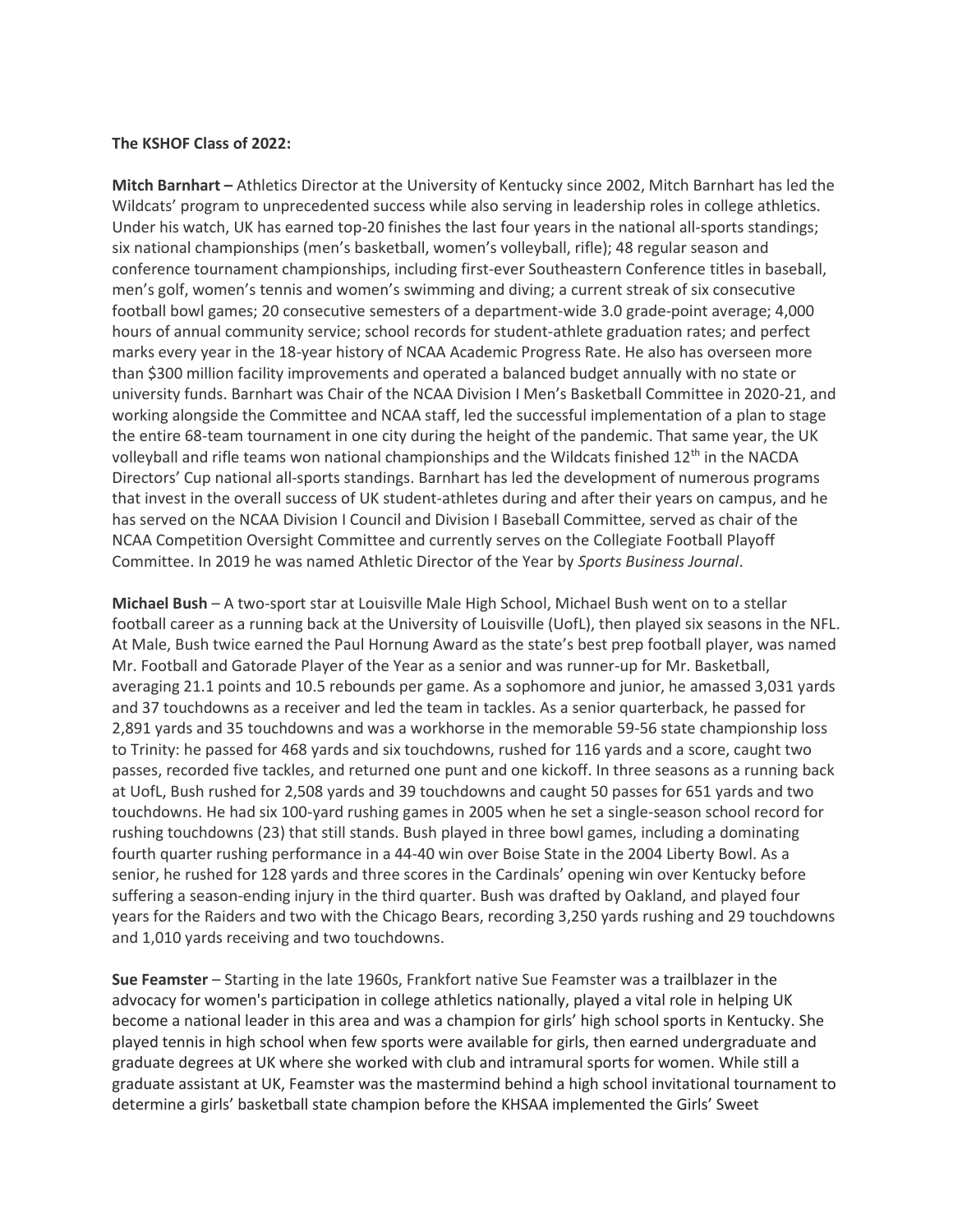**The KSHOF Class of 2022:**

**Mitch Barnhart –** Athletics Director at the University of Kentucky since 2002, Mitch Barnhart has led the Wildcats' program to unprecedented success while also serving in leadership roles in college athletics. Under his watch, UK has earned top-20 finishes the last four years in the national all-sports standings; six national championships (men's basketball, women's volleyball, rifle); 48 regular season and conference tournament championships, including first-ever Southeastern Conference titles in baseball, men's golf, women's tennis and women's swimming and diving; a current streak of six consecutive football bowl games; 20 consecutive semesters of a department-wide 3.0 grade-point average; 4,000 hours of annual community service; school records for student-athlete graduation rates; and perfect marks every year in the 18-year history of NCAA Academic Progress Rate. He also has overseen more than $300 million facility improvements and operated a balanced budget annually with no state or university funds. Barnhart was Chair of the NCAA Division I Men's Basketball Committee in 2020-21, and working alongside the Committee and NCAA staff, led the successful implementation of a plan to stage the entire 68-team tournament in one city during the height of the pandemic. That same year, the UK volleyball and rifle teams won national championships and the Wildcats finished 12th in the NACDA Directors' Cup national all-sports standings. Barnhart has led the development of numerous programs that invest in the overall success of UK student-athletes during and after their years on campus, and he has served on the NCAA Division I Council and Division I Baseball Committee, served as chair of the NCAA Competition Oversight Committee and currently serves on the Collegiate Football Playoff Committee. In 2019 he was named Athletic Director of the Year by *Sports Business Journal*.

**Michael Bush** – A two-sport star at Louisville Male High School, Michael Bush went on to a stellar football career as a running back at the University of Louisville (UofL), then played six seasons in the NFL. At Male, Bush twice earned the Paul Hornung Award as the state's best prep football player, was named Mr. Football and Gatorade Player of the Year as a senior and was runner-up for Mr. Basketball, averaging 21.1 points and 10.5 rebounds per game. As a sophomore and junior, he amassed 3,031 yards and 37 touchdowns as a receiver and led the team in tackles. As a senior quarterback, he passed for 2,891 yards and 35 touchdowns and was a workhorse in the memorable 59-56 state championship loss to Trinity: he passed for 468 yards and six touchdowns, rushed for 116 yards and a score, caught two passes, recorded five tackles, and returned one punt and one kickoff. In three seasons as a running back at UofL, Bush rushed for 2,508 yards and 39 touchdowns and caught 50 passes for 651 yards and two touchdowns. He had six 100-yard rushing games in 2005 when he set a single-season school record for rushing touchdowns (23) that still stands. Bush played in three bowl games, including a dominating fourth quarter rushing performance in a 44-40 win over Boise State in the 2004 Liberty Bowl. As a senior, he rushed for 128 yards and three scores in the Cardinals' opening win over Kentucky before suffering a season-ending injury in the third quarter. Bush was drafted by Oakland, and played four years for the Raiders and two with the Chicago Bears, recording 3,250 yards rushing and 29 touchdowns and 1,010 yards receiving and two touchdowns.

**Sue Feamster** – Starting in the late 1960s, Frankfort native Sue Feamster was a trailblazer in the advocacy for women's participation in college athletics nationally, played a vital role in helping UK become a national leader in this area and was a champion for girls' high school sports in Kentucky. She played tennis in high school when few sports were available for girls, then earned undergraduate and graduate degrees at UK where she worked with club and intramural sports for women. While still a graduate assistant at UK, Feamster was the mastermind behind a high school invitational tournament to determine a girls' basketball state champion before the KHSAA implemented the Girls' Sweet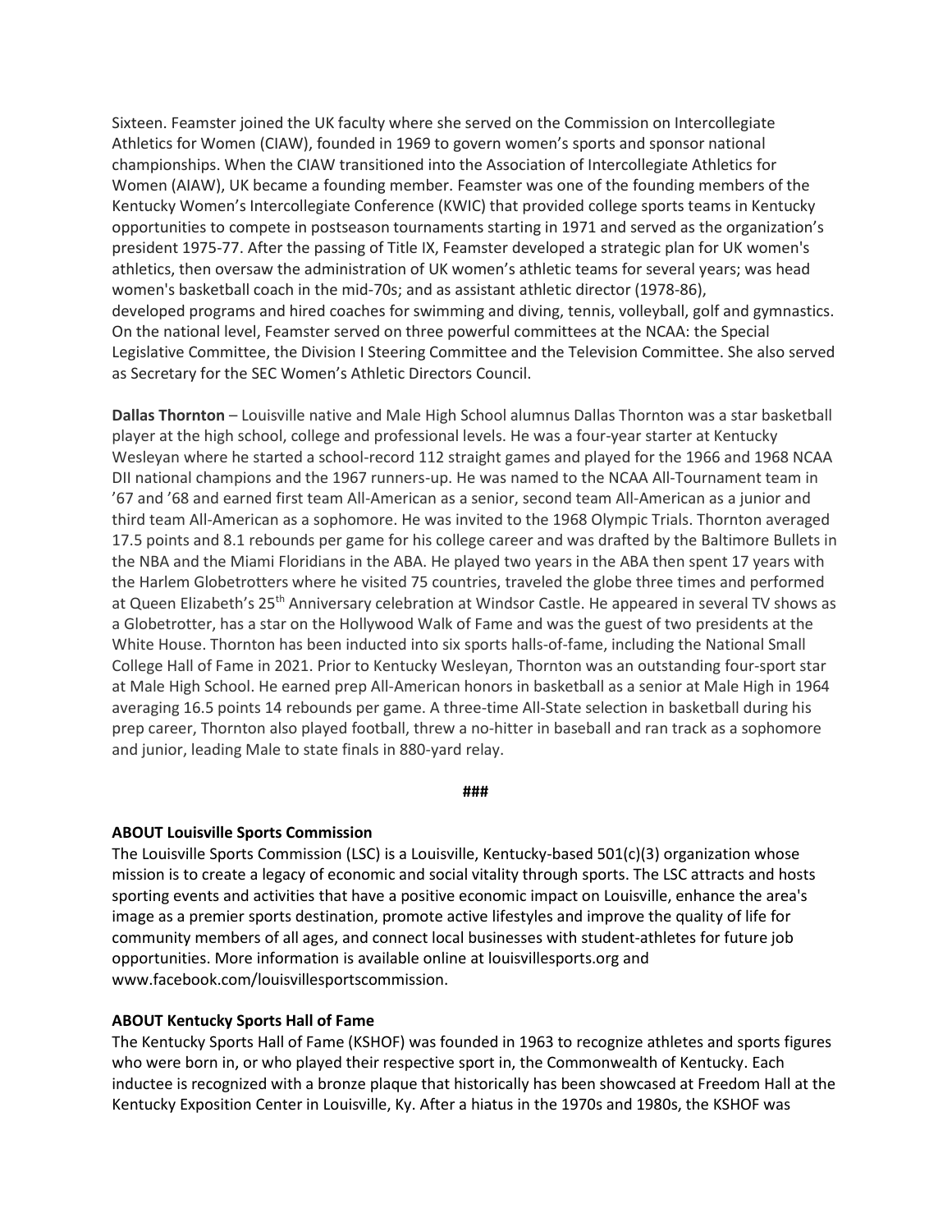Sixteen. Feamster joined the UK faculty where she served on the Commission on Intercollegiate Athletics for Women (CIAW), founded in 1969 to govern women's sports and sponsor national championships. When the CIAW transitioned into the Association of Intercollegiate Athletics for Women (AIAW), UK became a founding member. Feamster was one of the founding members of the Kentucky Women's Intercollegiate Conference (KWIC) that provided college sports teams in Kentucky opportunities to compete in postseason tournaments starting in 1971 and served as the organization's president 1975-77. After the passing of Title IX, Feamster developed a strategic plan for UK women's athletics, then oversaw the administration of UK women's athletic teams for several years; was head women's basketball coach in the mid-70s; and as assistant athletic director (1978-86), developed programs and hired coaches for swimming and diving, tennis, volleyball, golf and gymnastics. On the national level, Feamster served on three powerful committees at the NCAA: the Special Legislative Committee, the Division I Steering Committee and the Television Committee. She also served as Secretary for the SEC Women's Athletic Directors Council.

**Dallas Thornton** – Louisville native and Male High School alumnus Dallas Thornton was a star basketball player at the high school, college and professional levels. He was a four-year starter at Kentucky Wesleyan where he started a school-record 112 straight games and played for the 1966 and 1968 NCAA DII national champions and the 1967 runners-up. He was named to the NCAA All-Tournament team in '67 and '68 and earned first team All-American as a senior, second team All-American as a junior and third team All-American as a sophomore. He was invited to the 1968 Olympic Trials. Thornton averaged 17.5 points and 8.1 rebounds per game for his college career and was drafted by the Baltimore Bullets in the NBA and the Miami Floridians in the ABA. He played two years in the ABA then spent 17 years with the Harlem Globetrotters where he visited 75 countries, traveled the globe three times and performed at Queen Elizabeth's 25th Anniversary celebration at Windsor Castle. He appeared in several TV shows as a Globetrotter, has a star on the Hollywood Walk of Fame and was the guest of two presidents at the White House. Thornton has been inducted into six sports halls-of-fame, including the National Small College Hall of Fame in 2021. Prior to Kentucky Wesleyan, Thornton was an outstanding four-sport star at Male High School. He earned prep All-American honors in basketball as a senior at Male High in 1964 averaging 16.5 points 14 rebounds per game. A three-time All-State selection in basketball during his prep career, Thornton also played football, threw a no-hitter in baseball and ran track as a sophomore and junior, leading Male to state finals in 880-yard relay.

**###**

**ABOUT Louisville Sports Commission**

The Louisville Sports Commission (LSC) is a Louisville, Kentucky-based 501(c)(3) organization whose mission is to create a legacy of economic and social vitality through sports. The LSC attracts and hosts sporting events and activities that have a positive economic impact on Louisville, enhance the area's image as a premier sports destination, promote active lifestyles and improve the quality of life for community members of all ages, and connect local businesses with student-athletes for future job opportunities. More information is available online at louisvillesports.org and www.facebook.com/louisvillesportscommission.

**ABOUT Kentucky Sports Hall of Fame**

The Kentucky Sports Hall of Fame (KSHOF) was founded in 1963 to recognize athletes and sports figures who were born in, or who played their respective sport in, the Commonwealth of Kentucky. Each inductee is recognized with a bronze plaque that historically has been showcased at Freedom Hall at the Kentucky Exposition Center in Louisville, Ky. After a hiatus in the 1970s and 1980s, the KSHOF was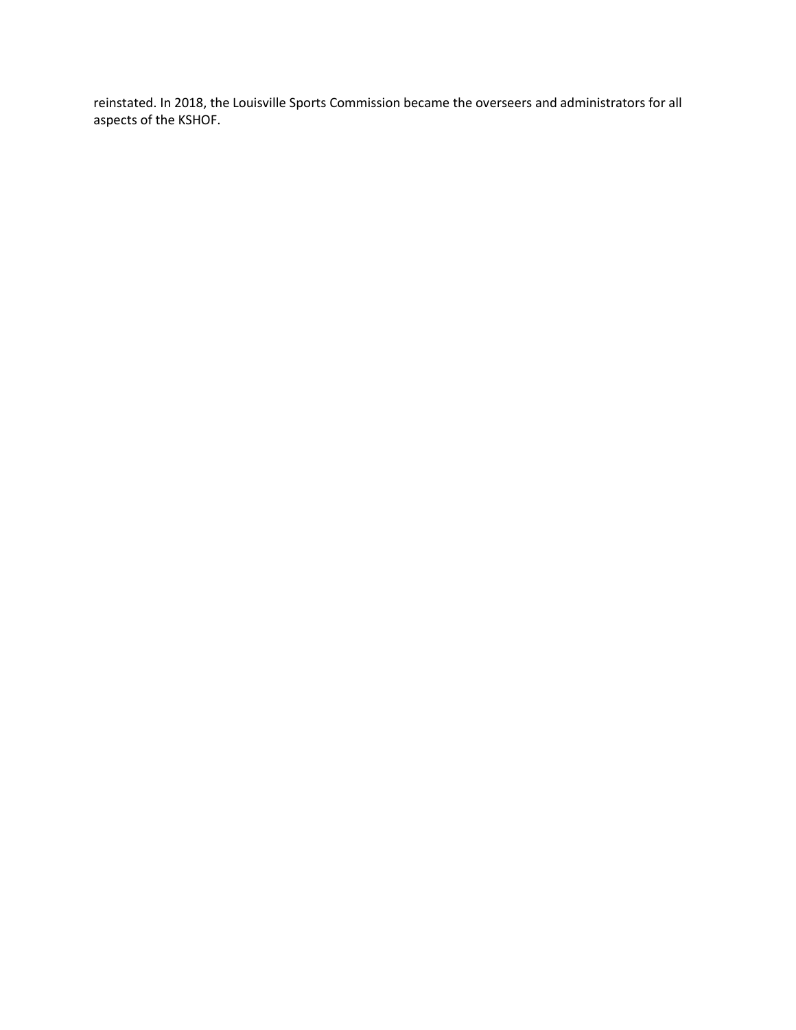reinstated. In 2018, the Louisville Sports Commission became the overseers and administrators for all aspects of the KSHOF.